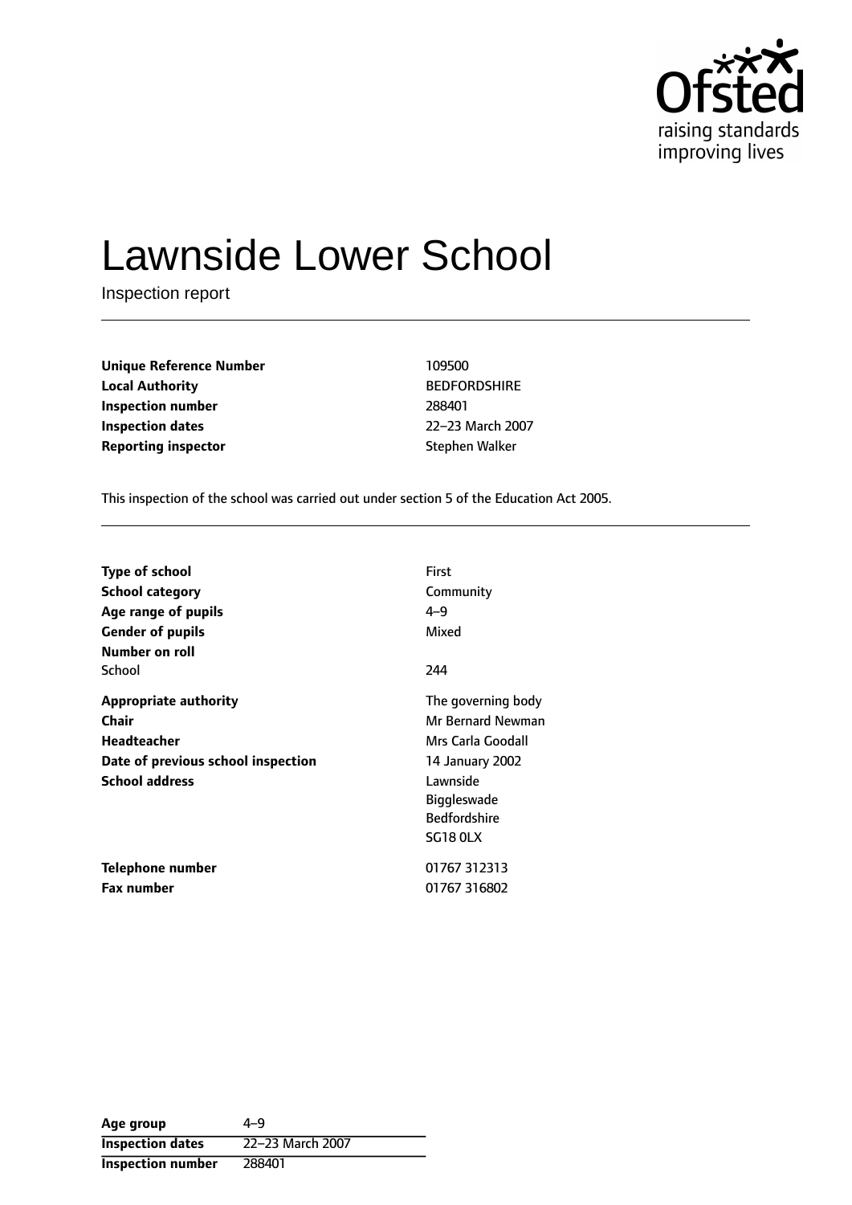Ofsted
raising standards
improving lives

# Lawnside Lower School

Inspection report

| | |
|---|---|
| **Unique Reference Number** | 109500 |
| **Local Authority** | BEDFORDSHIRE |
| **Inspection number** | 288401 |
| **Inspection dates** | 22–23 March 2007 |
| **Reporting inspector** | Stephen Walker |

This inspection of the school was carried out under section 5 of the Education Act 2005.

| | |
|---|---|
| **Type of school** | First |
| **School category** | Community |
| **Age range of pupils** | 4–9 |
| **Gender of pupils** | Mixed |
| **Number on roll** | |
| School | 244 |
| **Appropriate authority** | The governing body |
| **Chair** | Mr Bernard Newman |
| **Headteacher** | Mrs Carla Goodall |
| **Date of previous school inspection** | 14 January 2002 |
| **School address** | Lawnside<br>Biggleswade<br>Bedfordshire<br>SG18 0LX |
| **Telephone number** | 01767 312313 |
| **Fax number** | 01767 316802 |

| | |
|---|---|
| **Age group** | 4–9 |
| **Inspection dates** | 22–23 March 2007 |
| **Inspection number** | 288401 |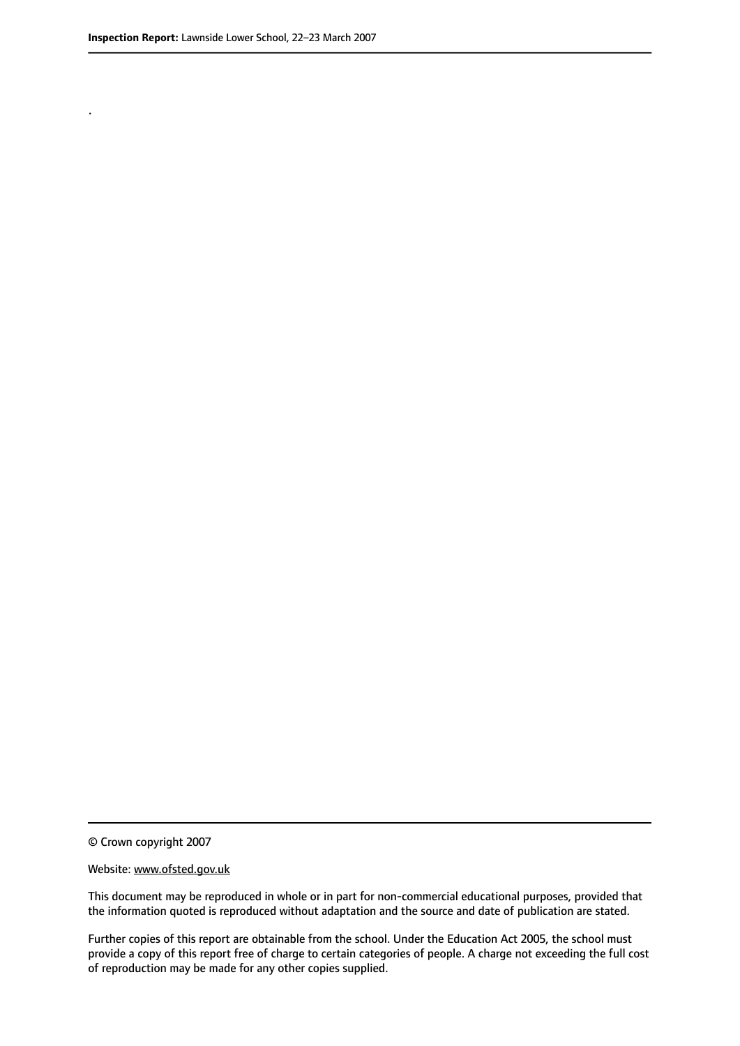.

© Crown copyright 2007

Website: www.ofsted.gov.uk

This document may be reproduced in whole or in part for non-commercial educational purposes, provided that the information quoted is reproduced without adaptation and the source and date of publication are stated.

Further copies of this report are obtainable from the school. Under the Education Act 2005, the school must provide a copy of this report free of charge to certain categories of people. A charge not exceeding the full cost of reproduction may be made for any other copies supplied.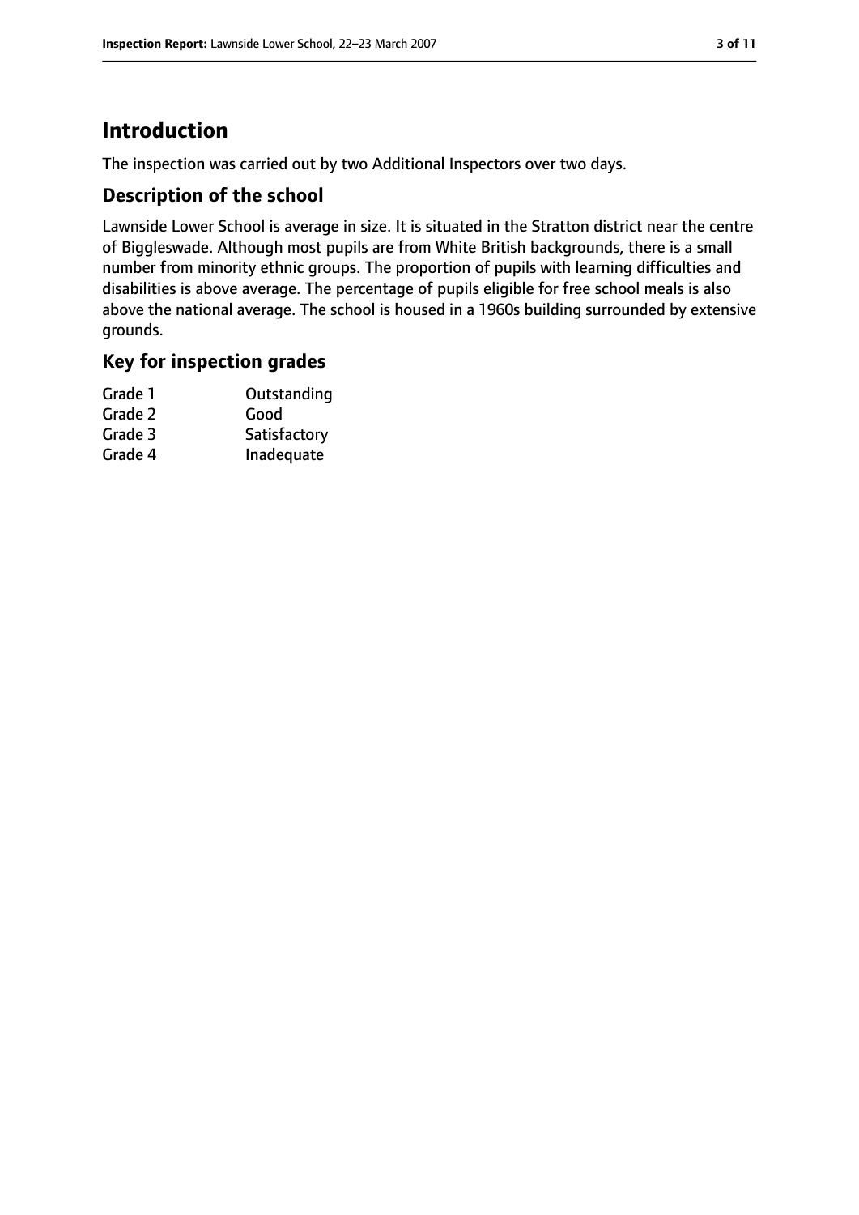# Introduction

The inspection was carried out by two Additional Inspectors over two days.

## Description of the school

Lawnside Lower School is average in size. It is situated in the Stratton district near the centre of Biggleswade. Although most pupils are from White British backgrounds, there is a small number from minority ethnic groups. The proportion of pupils with learning difficulties and disabilities is above average. The percentage of pupils eligible for free school meals is also above the national average. The school is housed in a 1960s building surrounded by extensive grounds.

## Key for inspection grades

| | |
|---|---|
| Grade 1 | Outstanding |
| Grade 2 | Good |
| Grade 3 | Satisfactory |
| Grade 4 | Inadequate |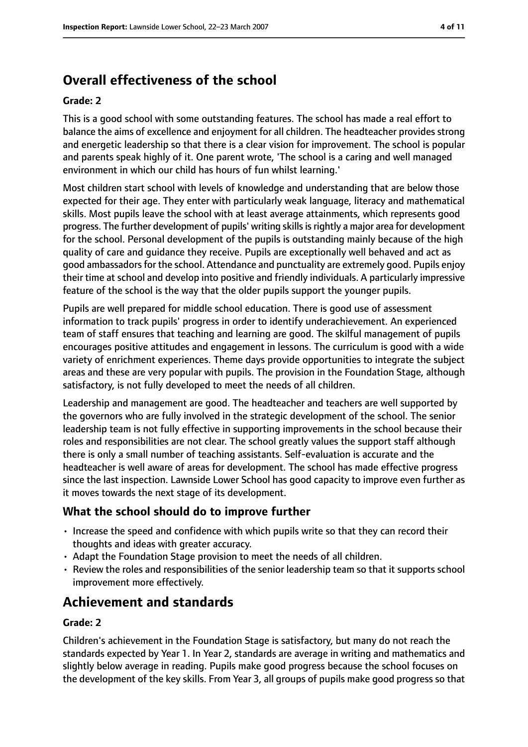# Overall effectiveness of the school

### Grade: 2

This is a good school with some outstanding features. The school has made a real effort to balance the aims of excellence and enjoyment for all children. The headteacher provides strong and energetic leadership so that there is a clear vision for improvement. The school is popular and parents speak highly of it. One parent wrote, 'The school is a caring and well managed environment in which our child has hours of fun whilst learning.'

Most children start school with levels of knowledge and understanding that are below those expected for their age. They enter with particularly weak language, literacy and mathematical skills. Most pupils leave the school with at least average attainments, which represents good progress. The further development of pupils' writing skills is rightly a major area for development for the school. Personal development of the pupils is outstanding mainly because of the high quality of care and guidance they receive. Pupils are exceptionally well behaved and act as good ambassadors for the school. Attendance and punctuality are extremely good. Pupils enjoy their time at school and develop into positive and friendly individuals. A particularly impressive feature of the school is the way that the older pupils support the younger pupils.

Pupils are well prepared for middle school education. There is good use of assessment information to track pupils' progress in order to identify underachievement. An experienced team of staff ensures that teaching and learning are good. The skilful management of pupils encourages positive attitudes and engagement in lessons. The curriculum is good with a wide variety of enrichment experiences. Theme days provide opportunities to integrate the subject areas and these are very popular with pupils. The provision in the Foundation Stage, although satisfactory, is not fully developed to meet the needs of all children.

Leadership and management are good. The headteacher and teachers are well supported by the governors who are fully involved in the strategic development of the school. The senior leadership team is not fully effective in supporting improvements in the school because their roles and responsibilities are not clear. The school greatly values the support staff although there is only a small number of teaching assistants. Self-evaluation is accurate and the headteacher is well aware of areas for development. The school has made effective progress since the last inspection. Lawnside Lower School has good capacity to improve even further as it moves towards the next stage of its development.

## What the school should do to improve further

- Increase the speed and confidence with which pupils write so that they can record their thoughts and ideas with greater accuracy.
- Adapt the Foundation Stage provision to meet the needs of all children.
- Review the roles and responsibilities of the senior leadership team so that it supports school improvement more effectively.

# Achievement and standards

### Grade: 2

Children's achievement in the Foundation Stage is satisfactory, but many do not reach the standards expected by Year 1. In Year 2, standards are average in writing and mathematics and slightly below average in reading. Pupils make good progress because the school focuses on the development of the key skills. From Year 3, all groups of pupils make good progress so that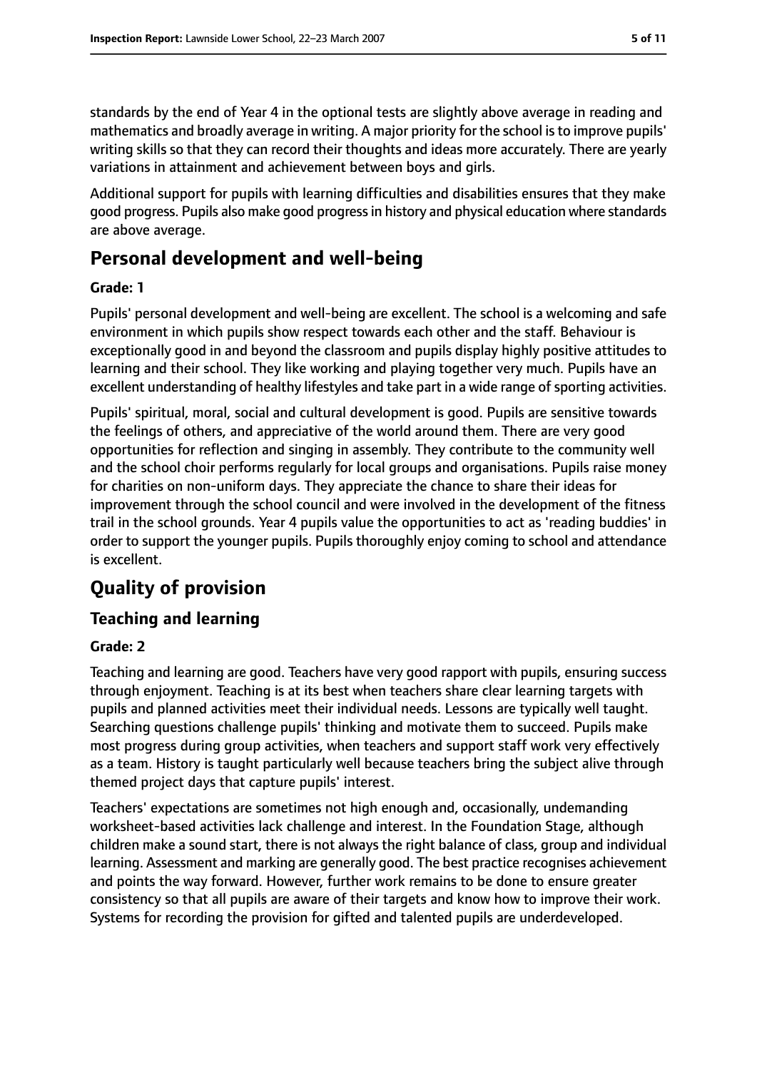standards by the end of Year 4 in the optional tests are slightly above average in reading and mathematics and broadly average in writing. A major priority for the school is to improve pupils' writing skills so that they can record their thoughts and ideas more accurately. There are yearly variations in attainment and achievement between boys and girls.

Additional support for pupils with learning difficulties and disabilities ensures that they make good progress. Pupils also make good progress in history and physical education where standards are above average.

# Personal development and well-being

#### Grade: 1

Pupils' personal development and well-being are excellent. The school is a welcoming and safe environment in which pupils show respect towards each other and the staff. Behaviour is exceptionally good in and beyond the classroom and pupils display highly positive attitudes to learning and their school. They like working and playing together very much. Pupils have an excellent understanding of healthy lifestyles and take part in a wide range of sporting activities.

Pupils' spiritual, moral, social and cultural development is good. Pupils are sensitive towards the feelings of others, and appreciative of the world around them. There are very good opportunities for reflection and singing in assembly. They contribute to the community well and the school choir performs regularly for local groups and organisations. Pupils raise money for charities on non-uniform days. They appreciate the chance to share their ideas for improvement through the school council and were involved in the development of the fitness trail in the school grounds. Year 4 pupils value the opportunities to act as 'reading buddies' in order to support the younger pupils. Pupils thoroughly enjoy coming to school and attendance is excellent.

# Quality of provision

## Teaching and learning

#### Grade: 2

Teaching and learning are good. Teachers have very good rapport with pupils, ensuring success through enjoyment. Teaching is at its best when teachers share clear learning targets with pupils and planned activities meet their individual needs. Lessons are typically well taught. Searching questions challenge pupils' thinking and motivate them to succeed. Pupils make most progress during group activities, when teachers and support staff work very effectively as a team. History is taught particularly well because teachers bring the subject alive through themed project days that capture pupils' interest.

Teachers' expectations are sometimes not high enough and, occasionally, undemanding worksheet-based activities lack challenge and interest. In the Foundation Stage, although children make a sound start, there is not always the right balance of class, group and individual learning. Assessment and marking are generally good. The best practice recognises achievement and points the way forward. However, further work remains to be done to ensure greater consistency so that all pupils are aware of their targets and know how to improve their work. Systems for recording the provision for gifted and talented pupils are underdeveloped.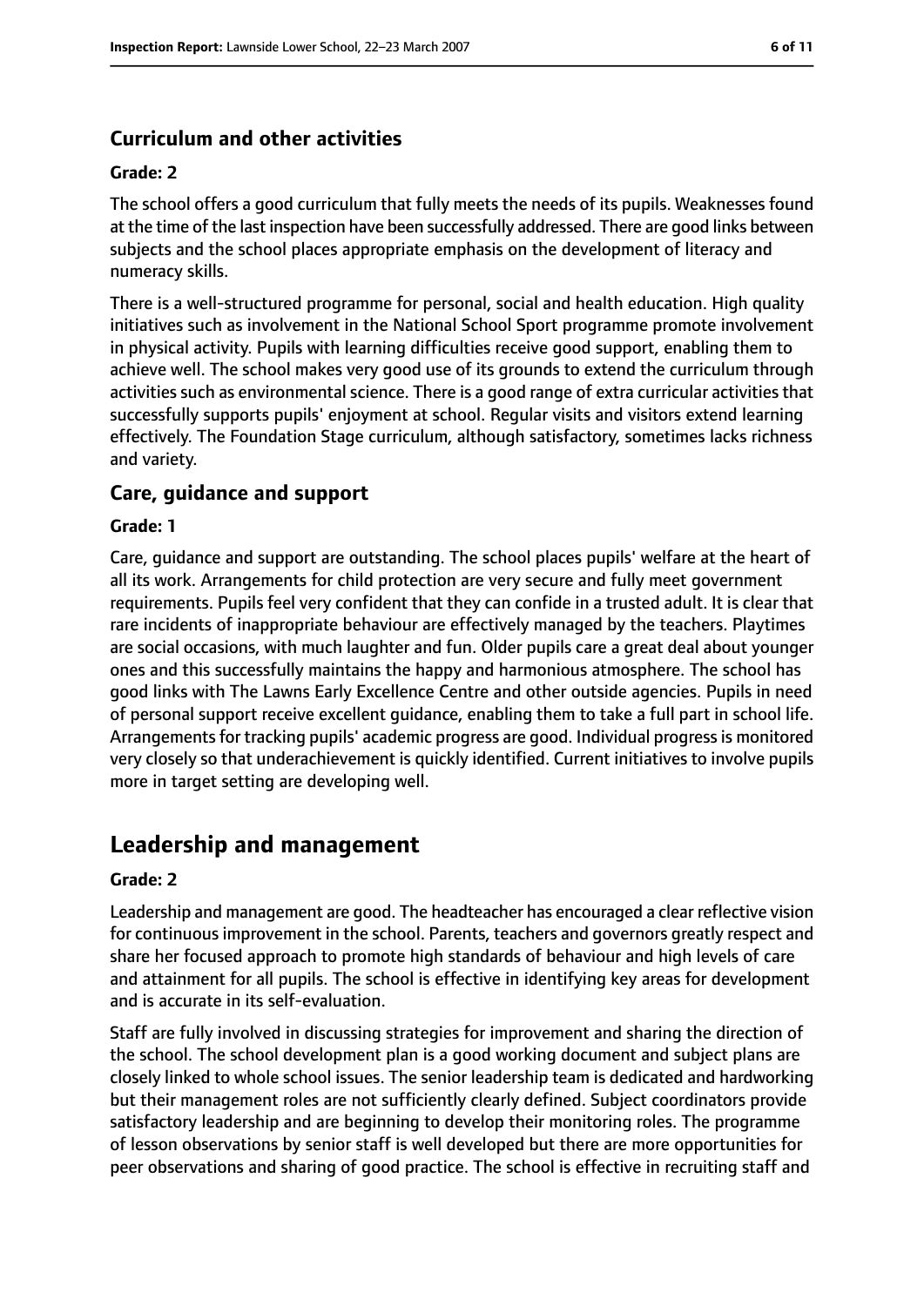### Curriculum and other activities

#### Grade: 2

The school offers a good curriculum that fully meets the needs of its pupils. Weaknesses found at the time of the last inspection have been successfully addressed. There are good links between subjects and the school places appropriate emphasis on the development of literacy and numeracy skills.

There is a well-structured programme for personal, social and health education. High quality initiatives such as involvement in the National School Sport programme promote involvement in physical activity. Pupils with learning difficulties receive good support, enabling them to achieve well. The school makes very good use of its grounds to extend the curriculum through activities such as environmental science. There is a good range of extra curricular activities that successfully supports pupils' enjoyment at school. Regular visits and visitors extend learning effectively. The Foundation Stage curriculum, although satisfactory, sometimes lacks richness and variety.

### Care, guidance and support

#### Grade: 1

Care, guidance and support are outstanding. The school places pupils' welfare at the heart of all its work. Arrangements for child protection are very secure and fully meet government requirements. Pupils feel very confident that they can confide in a trusted adult. It is clear that rare incidents of inappropriate behaviour are effectively managed by the teachers. Playtimes are social occasions, with much laughter and fun. Older pupils care a great deal about younger ones and this successfully maintains the happy and harmonious atmosphere. The school has good links with The Lawns Early Excellence Centre and other outside agencies. Pupils in need of personal support receive excellent guidance, enabling them to take a full part in school life. Arrangements for tracking pupils' academic progress are good. Individual progress is monitored very closely so that underachievement is quickly identified. Current initiatives to involve pupils more in target setting are developing well.

## Leadership and management

#### Grade: 2

Leadership and management are good. The headteacher has encouraged a clear reflective vision for continuous improvement in the school. Parents, teachers and governors greatly respect and share her focused approach to promote high standards of behaviour and high levels of care and attainment for all pupils. The school is effective in identifying key areas for development and is accurate in its self-evaluation.

Staff are fully involved in discussing strategies for improvement and sharing the direction of the school. The school development plan is a good working document and subject plans are closely linked to whole school issues. The senior leadership team is dedicated and hardworking but their management roles are not sufficiently clearly defined. Subject coordinators provide satisfactory leadership and are beginning to develop their monitoring roles. The programme of lesson observations by senior staff is well developed but there are more opportunities for peer observations and sharing of good practice. The school is effective in recruiting staff and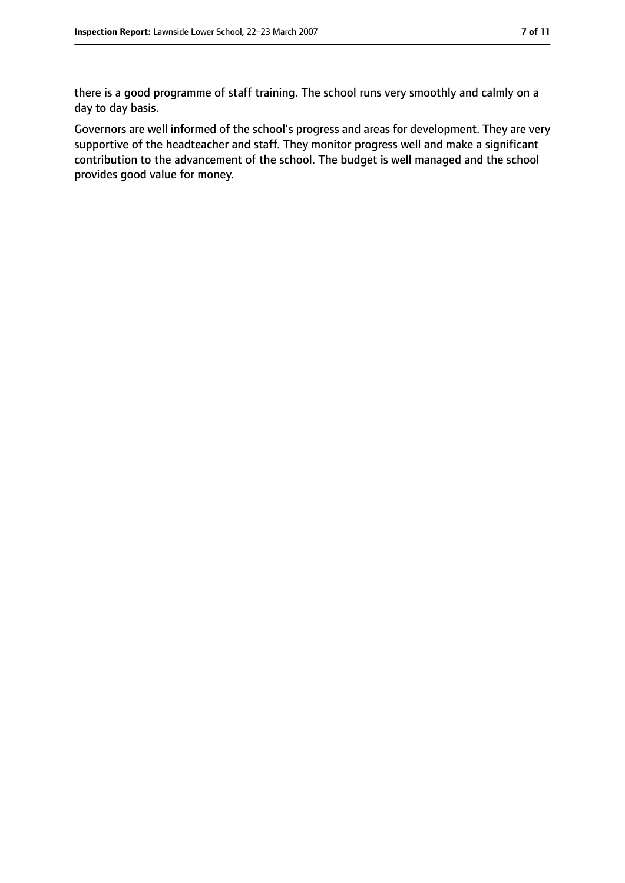there is a good programme of staff training. The school runs very smoothly and calmly on a day to day basis.

Governors are well informed of the school's progress and areas for development. They are very supportive of the headteacher and staff. They monitor progress well and make a significant contribution to the advancement of the school. The budget is well managed and the school provides good value for money.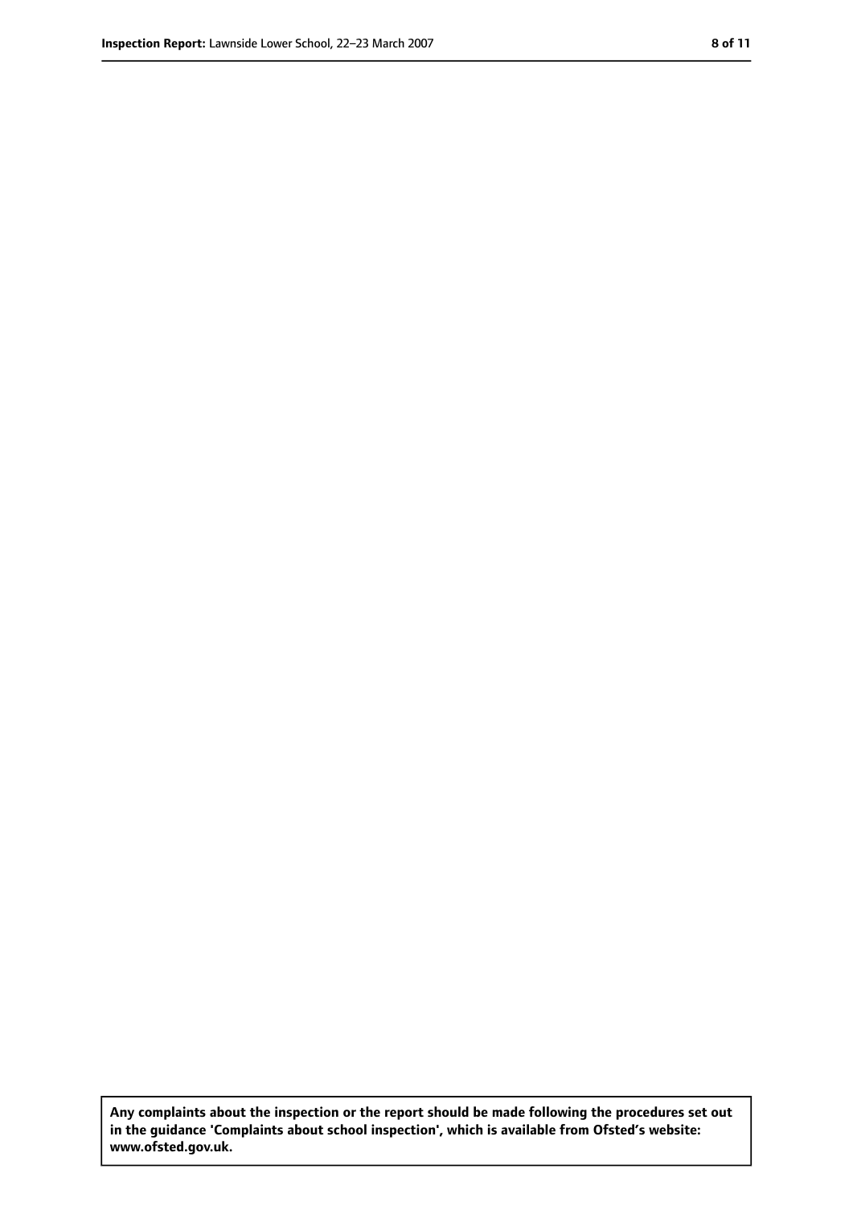**Any complaints about the inspection or the report should be made following the procedures set out in the guidance 'Complaints about school inspection', which is available from Ofsted's website: www.ofsted.gov.uk.**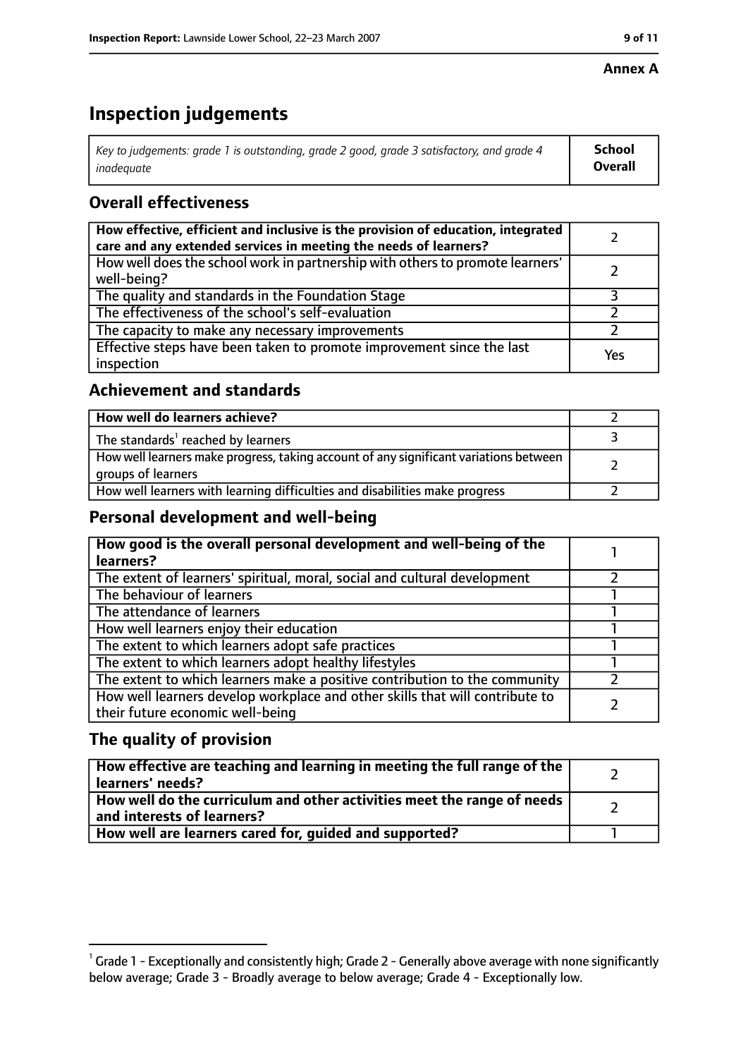**Annex A**

# Inspection judgements

| *Key to judgements: grade 1 is outstanding, grade 2 good, grade 3 satisfactory, and grade 4 inadequate* | **School Overall** |
|---|---|

## Overall effectiveness

| | |
|---|---|
| **How effective, efficient and inclusive is the provision of education, integrated care and any extended services in meeting the needs of learners?** | 2 |
| How well does the school work in partnership with others to promote learners' well-being? | 2 |
| The quality and standards in the Foundation Stage | 3 |
| The effectiveness of the school's self-evaluation | 2 |
| The capacity to make any necessary improvements | 2 |
| Effective steps have been taken to promote improvement since the last inspection | Yes |

## Achievement and standards

| | |
|---|---|
| **How well do learners achieve?** | 2 |
| The standards[1] reached by learners | 3 |
| How well learners make progress, taking account of any significant variations between groups of learners | 2 |
| How well learners with learning difficulties and disabilities make progress | 2 |

## Personal development and well-being

| | |
|---|---|
| **How good is the overall personal development and well-being of the learners?** | 1 |
| The extent of learners' spiritual, moral, social and cultural development | 2 |
| The behaviour of learners | 1 |
| The attendance of learners | 1 |
| How well learners enjoy their education | 1 |
| The extent to which learners adopt safe practices | 1 |
| The extent to which learners adopt healthy lifestyles | 1 |
| The extent to which learners make a positive contribution to the community | 2 |
| How well learners develop workplace and other skills that will contribute to their future economic well-being | 2 |

## The quality of provision

| | |
|---|---|
| **How effective are teaching and learning in meeting the full range of the learners' needs?** | 2 |
| **How well do the curriculum and other activities meet the range of needs and interests of learners?** | 2 |
| **How well are learners cared for, guided and supported?** | 1 |

[1] Grade 1 - Exceptionally and consistently high; Grade 2 - Generally above average with none significantly below average; Grade 3 - Broadly average to below average; Grade 4 - Exceptionally low.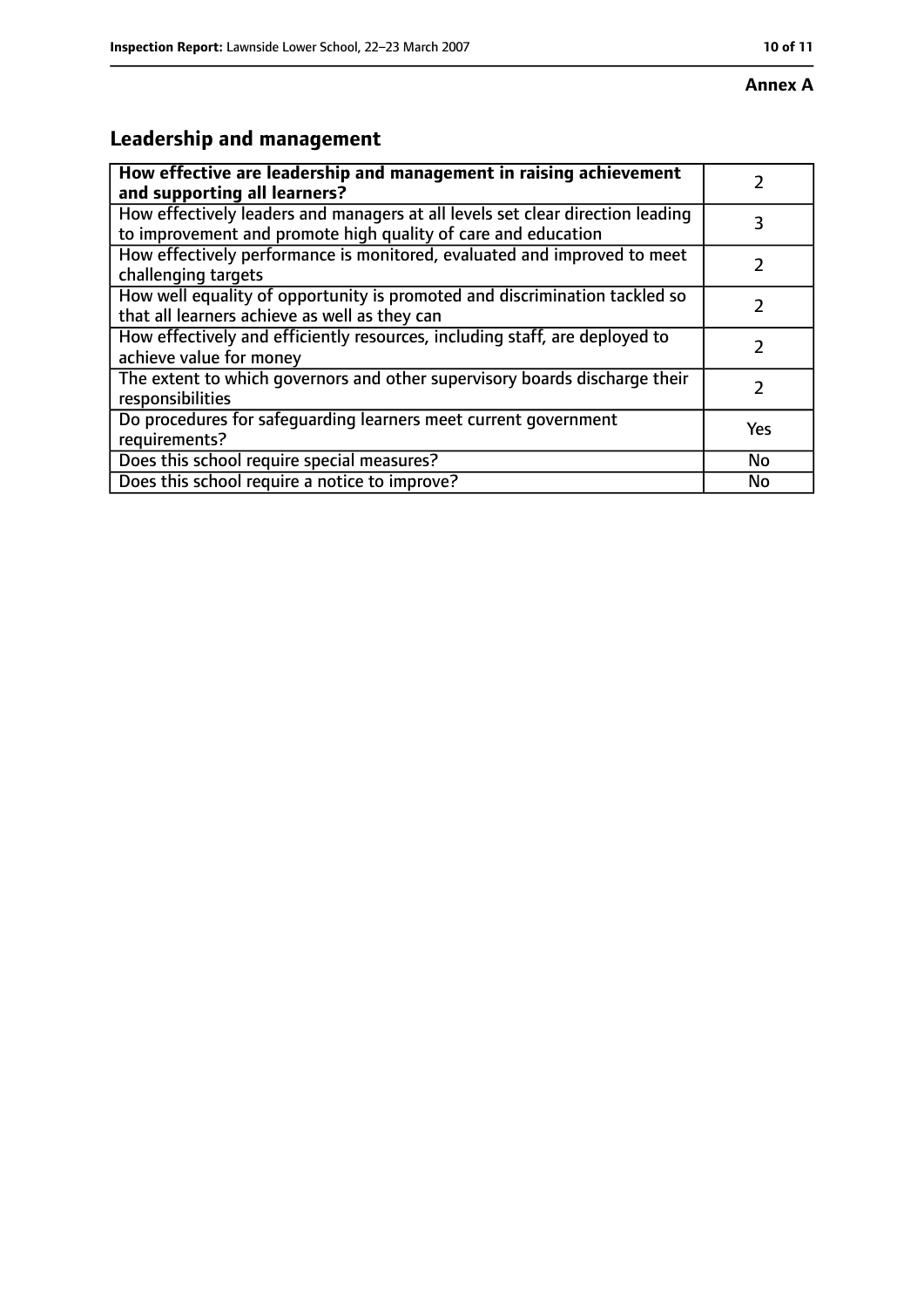**Annex A**

## Leadership and management

| How effective are leadership and management in raising achievement and supporting all learners? | 2 |
|---|---|
| How effectively leaders and managers at all levels set clear direction leading to improvement and promote high quality of care and education | 3 |
| How effectively performance is monitored, evaluated and improved to meet challenging targets | 2 |
| How well equality of opportunity is promoted and discrimination tackled so that all learners achieve as well as they can | 2 |
| How effectively and efficiently resources, including staff, are deployed to achieve value for money | 2 |
| The extent to which governors and other supervisory boards discharge their responsibilities | 2 |
| Do procedures for safeguarding learners meet current government requirements? | Yes |
| Does this school require special measures? | No |
| Does this school require a notice to improve? | No |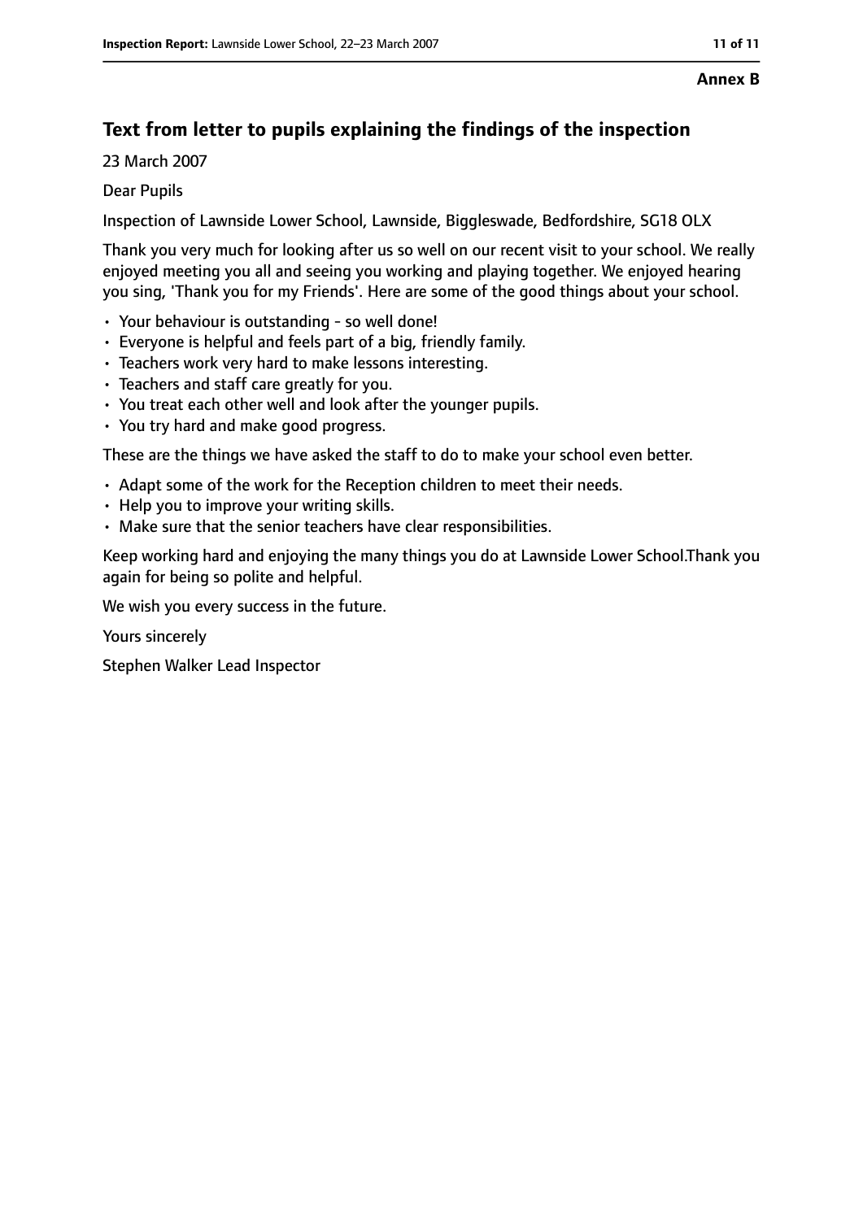**Annex B**

## Text from letter to pupils explaining the findings of the inspection

23 March 2007

Dear Pupils

Inspection of Lawnside Lower School, Lawnside, Biggleswade, Bedfordshire, SG18 OLX

Thank you very much for looking after us so well on our recent visit to your school. We really enjoyed meeting you all and seeing you working and playing together. We enjoyed hearing you sing, 'Thank you for my Friends'. Here are some of the good things about your school.

- Your behaviour is outstanding - so well done!
- Everyone is helpful and feels part of a big, friendly family.
- Teachers work very hard to make lessons interesting.
- Teachers and staff care greatly for you.
- You treat each other well and look after the younger pupils.
- You try hard and make good progress.

These are the things we have asked the staff to do to make your school even better.

- Adapt some of the work for the Reception children to meet their needs.
- Help you to improve your writing skills.
- Make sure that the senior teachers have clear responsibilities.

Keep working hard and enjoying the many things you do at Lawnside Lower School.Thank you again for being so polite and helpful.

We wish you every success in the future.

Yours sincerely

Stephen Walker Lead Inspector